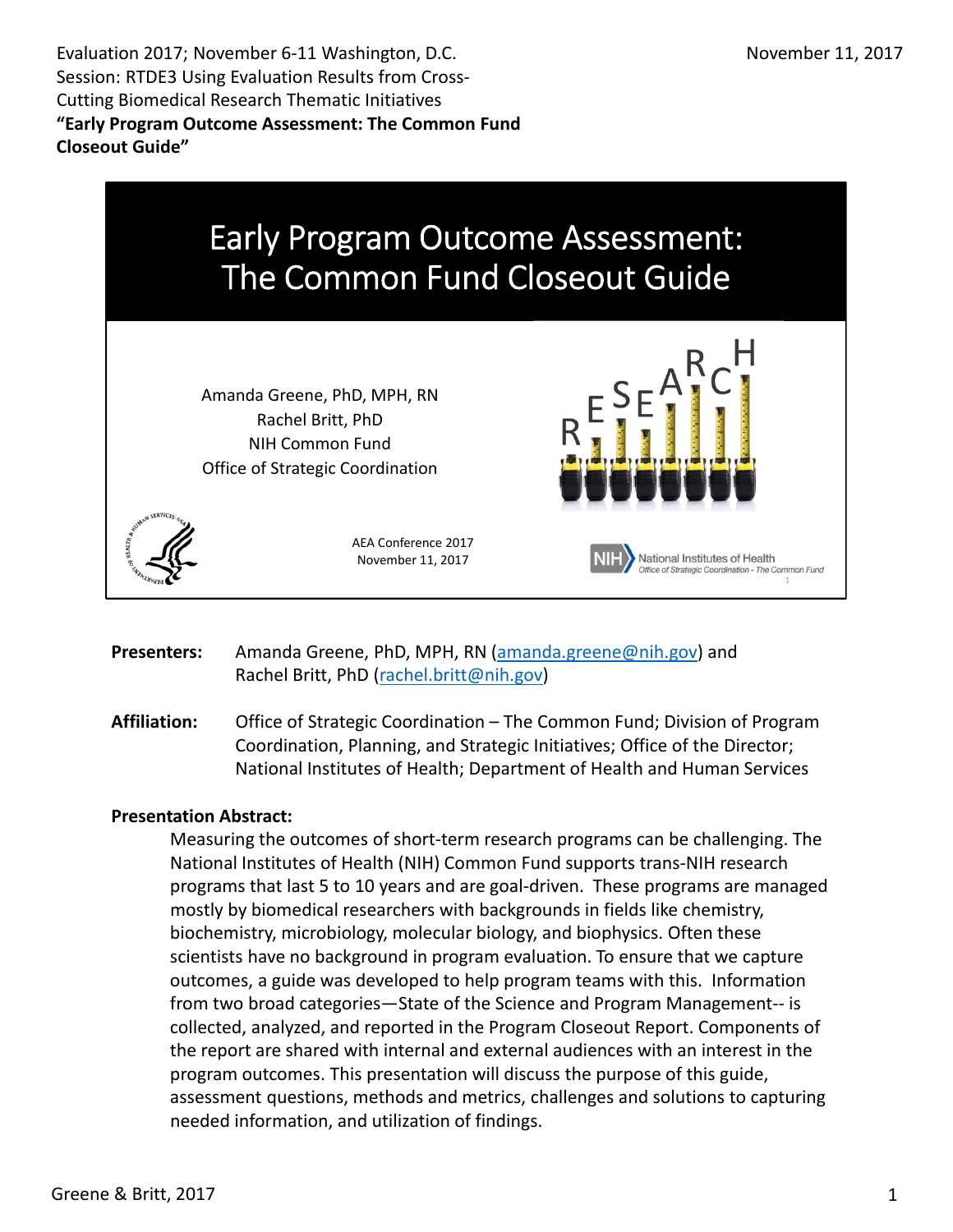Evaluation 2017; November 6-11 Washington, D.C.
Session: RTDE3 Using Evaluation Results from Cross-Cutting Biomedical Research Thematic Initiatives
**"Early Program Outcome Assessment: The Common Fund Closeout Guide"**

November 11, 2017

# Early Program Outcome Assessment: The Common Fund Closeout Guide

Amanda Greene, PhD, MPH, RN
Rachel Britt, PhD
NIH Common Fund
Office of Strategic Coordination

AEA Conference 2017
November 11, 2017

NIH National Institutes of Health
Office of Strategic Coordination - The Common Fund

**Presenters:** Amanda Greene, PhD, MPH, RN (amanda.greene@nih.gov) and Rachel Britt, PhD (rachel.britt@nih.gov)

**Affiliation:** Office of Strategic Coordination – The Common Fund; Division of Program Coordination, Planning, and Strategic Initiatives; Office of the Director; National Institutes of Health; Department of Health and Human Services

**Presentation Abstract:**

Measuring the outcomes of short-term research programs can be challenging. The National Institutes of Health (NIH) Common Fund supports trans-NIH research programs that last 5 to 10 years and are goal-driven. These programs are managed mostly by biomedical researchers with backgrounds in fields like chemistry, biochemistry, microbiology, molecular biology, and biophysics. Often these scientists have no background in program evaluation. To ensure that we capture outcomes, a guide was developed to help program teams with this. Information from two broad categories—State of the Science and Program Management-- is collected, analyzed, and reported in the Program Closeout Report. Components of the report are shared with internal and external audiences with an interest in the program outcomes. This presentation will discuss the purpose of this guide, assessment questions, methods and metrics, challenges and solutions to capturing needed information, and utilization of findings.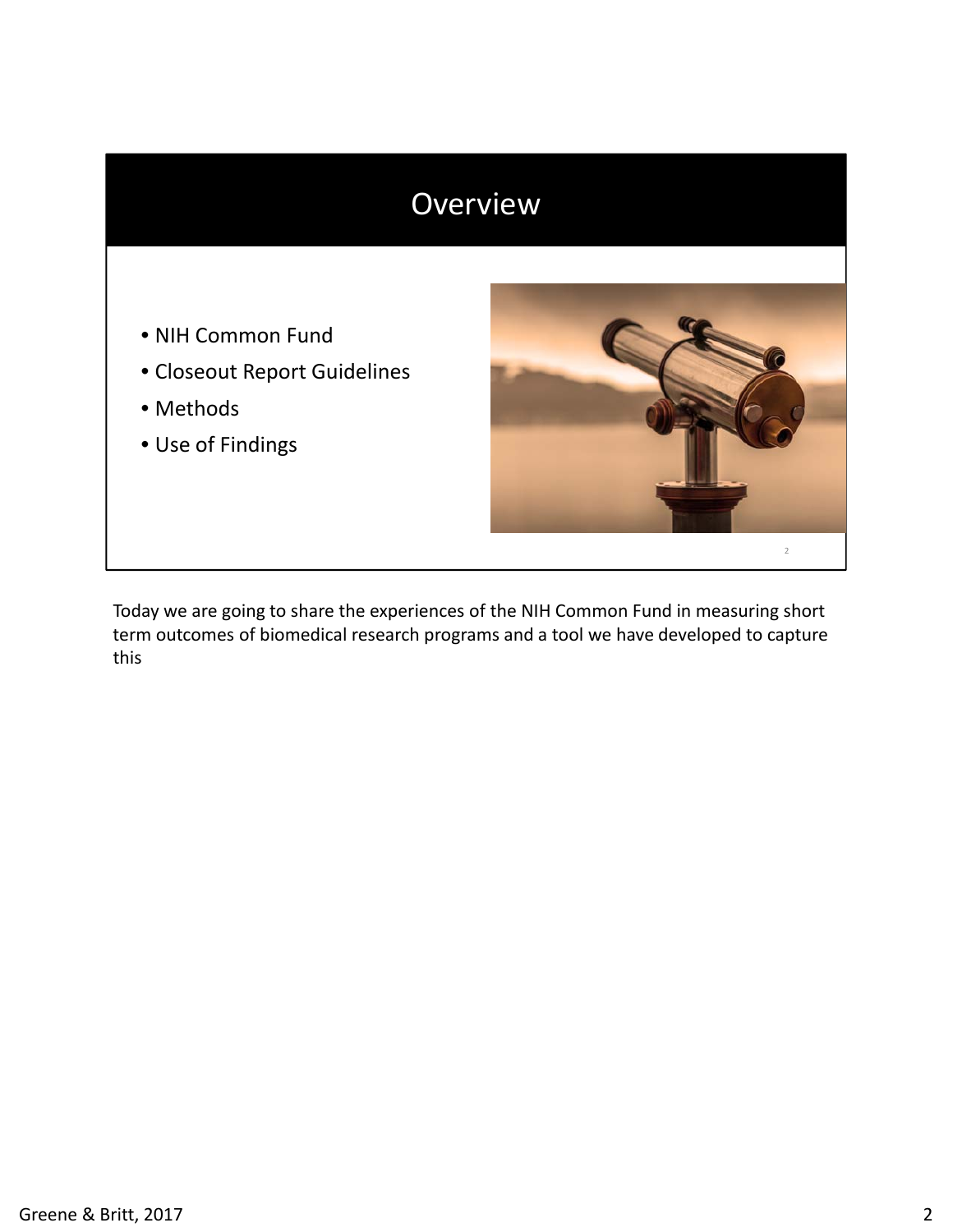# Overview

- NIH Common Fund
- Closeout Report Guidelines
- Methods
- Use of Findings

Today we are going to share the experiences of the NIH Common Fund in measuring short term outcomes of biomedical research programs and a tool we have developed to capture this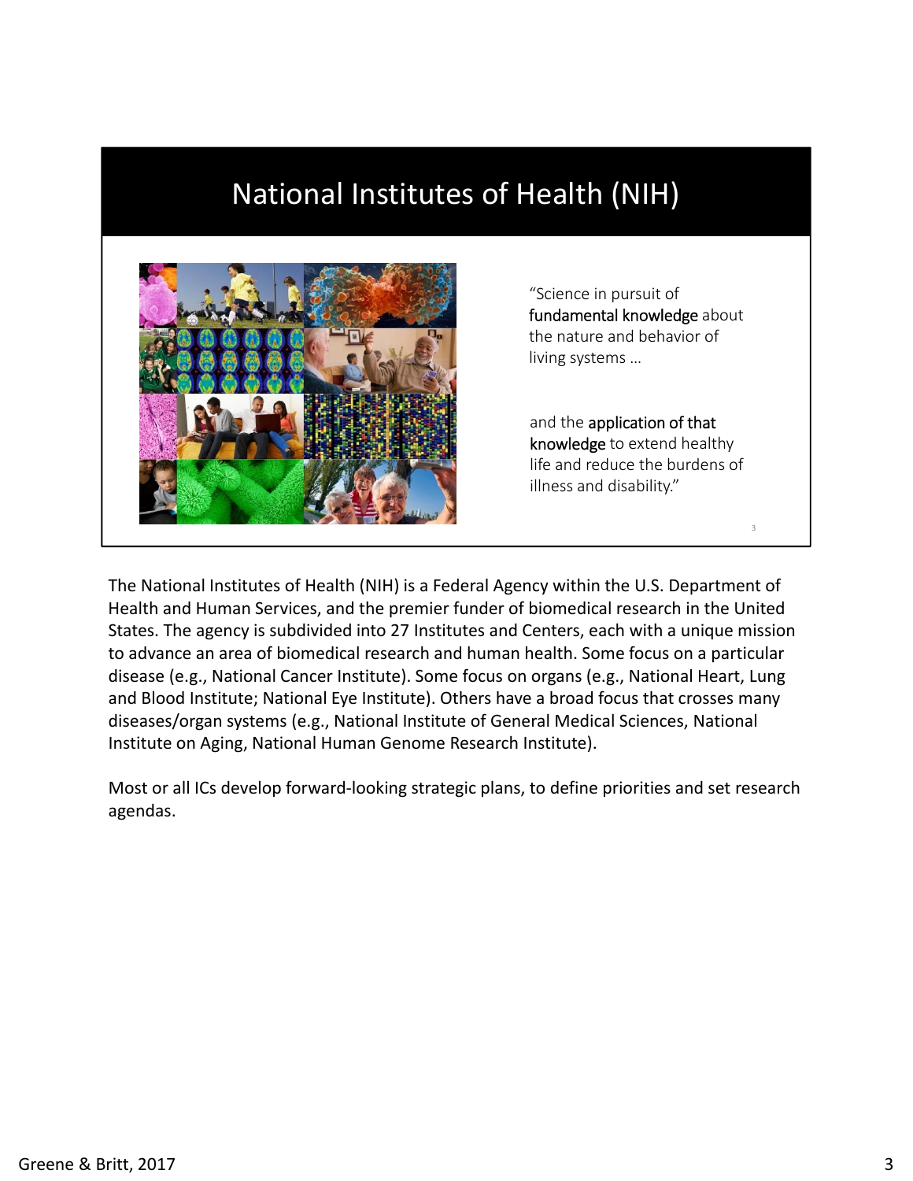# National Institutes of Health (NIH)

"Science in pursuit of **fundamental knowledge** about the nature and behavior of living systems …

and the **application of that knowledge** to extend healthy life and reduce the burdens of illness and disability."

The National Institutes of Health (NIH) is a Federal Agency within the U.S. Department of Health and Human Services, and the premier funder of biomedical research in the United States. The agency is subdivided into 27 Institutes and Centers, each with a unique mission to advance an area of biomedical research and human health. Some focus on a particular disease (e.g., National Cancer Institute). Some focus on organs (e.g., National Heart, Lung and Blood Institute; National Eye Institute). Others have a broad focus that crosses many diseases/organ systems (e.g., National Institute of General Medical Sciences, National Institute on Aging, National Human Genome Research Institute).

Most or all ICs develop forward-looking strategic plans, to define priorities and set research agendas.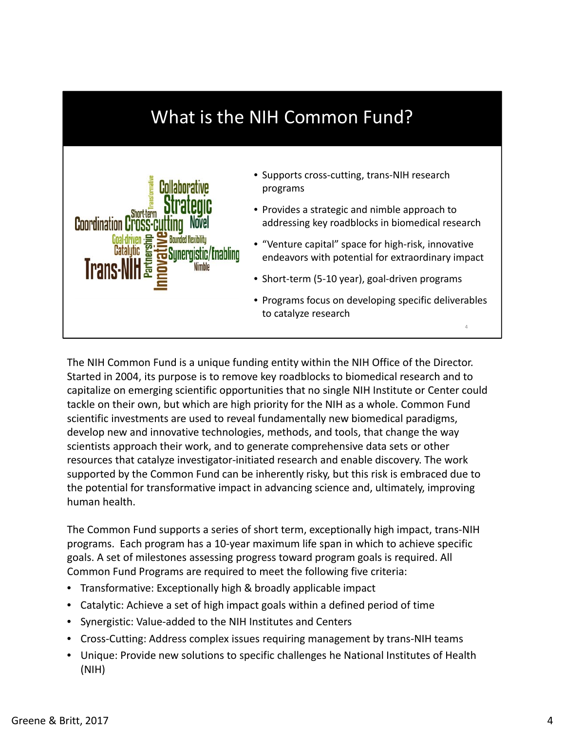## What is the NIH Common Fund?

Collaborative, Strategic, Transformative, Short-term, Coordination, Cross-cutting, Novel, Goal-driven, Catalytic, Bounded flexibility, Synergistic/Enabling, Trans-NIH, Partnership, Innovative, Nimble

- Supports cross-cutting, trans-NIH research programs
- Provides a strategic and nimble approach to addressing key roadblocks in biomedical research
- "Venture capital" space for high-risk, innovative endeavors with potential for extraordinary impact
- Short-term (5-10 year), goal-driven programs
- Programs focus on developing specific deliverables to catalyze research

The NIH Common Fund is a unique funding entity within the NIH Office of the Director. Started in 2004, its purpose is to remove key roadblocks to biomedical research and to capitalize on emerging scientific opportunities that no single NIH Institute or Center could tackle on their own, but which are high priority for the NIH as a whole. Common Fund scientific investments are used to reveal fundamentally new biomedical paradigms, develop new and innovative technologies, methods, and tools, that change the way scientists approach their work, and to generate comprehensive data sets or other resources that catalyze investigator-initiated research and enable discovery. The work supported by the Common Fund can be inherently risky, but this risk is embraced due to the potential for transformative impact in advancing science and, ultimately, improving human health.

The Common Fund supports a series of short term, exceptionally high impact, trans-NIH programs. Each program has a 10-year maximum life span in which to achieve specific goals. A set of milestones assessing progress toward program goals is required. All Common Fund Programs are required to meet the following five criteria:

- Transformative: Exceptionally high & broadly applicable impact
- Catalytic: Achieve a set of high impact goals within a defined period of time
- Synergistic: Value-added to the NIH Institutes and Centers
- Cross-Cutting: Address complex issues requiring management by trans-NIH teams
- Unique: Provide new solutions to specific challenges he National Institutes of Health (NIH)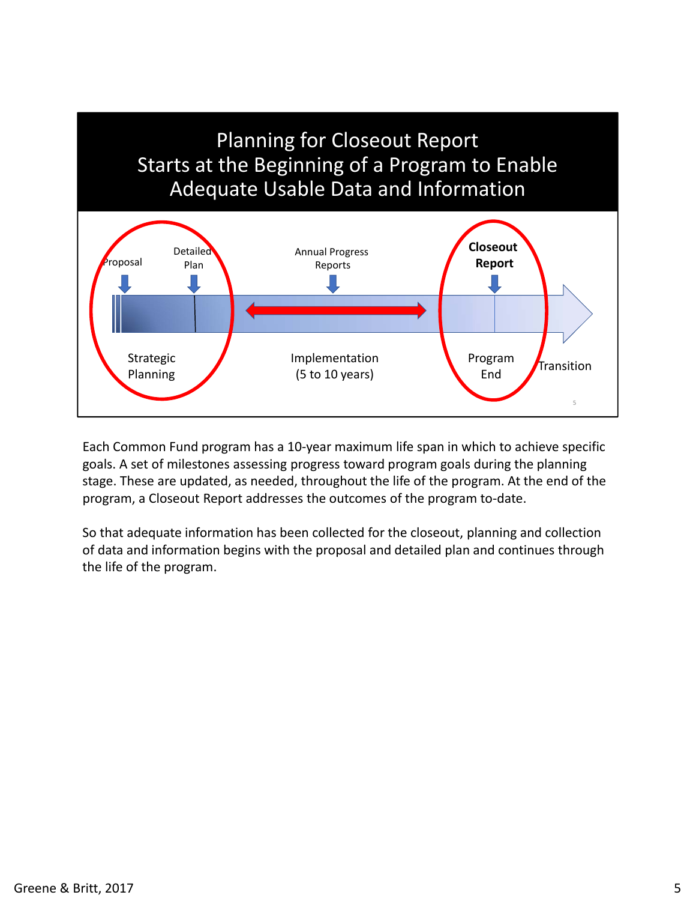# Planning for Closeout Report Starts at the Beginning of a Program to Enable Adequate Usable Data and Information

Proposal | Detailed Plan | Annual Progress Reports | Closeout Report

Strategic Planning | Implementation (5 to 10 years) | Program End | Transition

Each Common Fund program has a 10-year maximum life span in which to achieve specific goals. A set of milestones assessing progress toward program goals during the planning stage. These are updated, as needed, throughout the life of the program. At the end of the program, a Closeout Report addresses the outcomes of the program to-date.

So that adequate information has been collected for the closeout, planning and collection of data and information begins with the proposal and detailed plan and continues through the life of the program.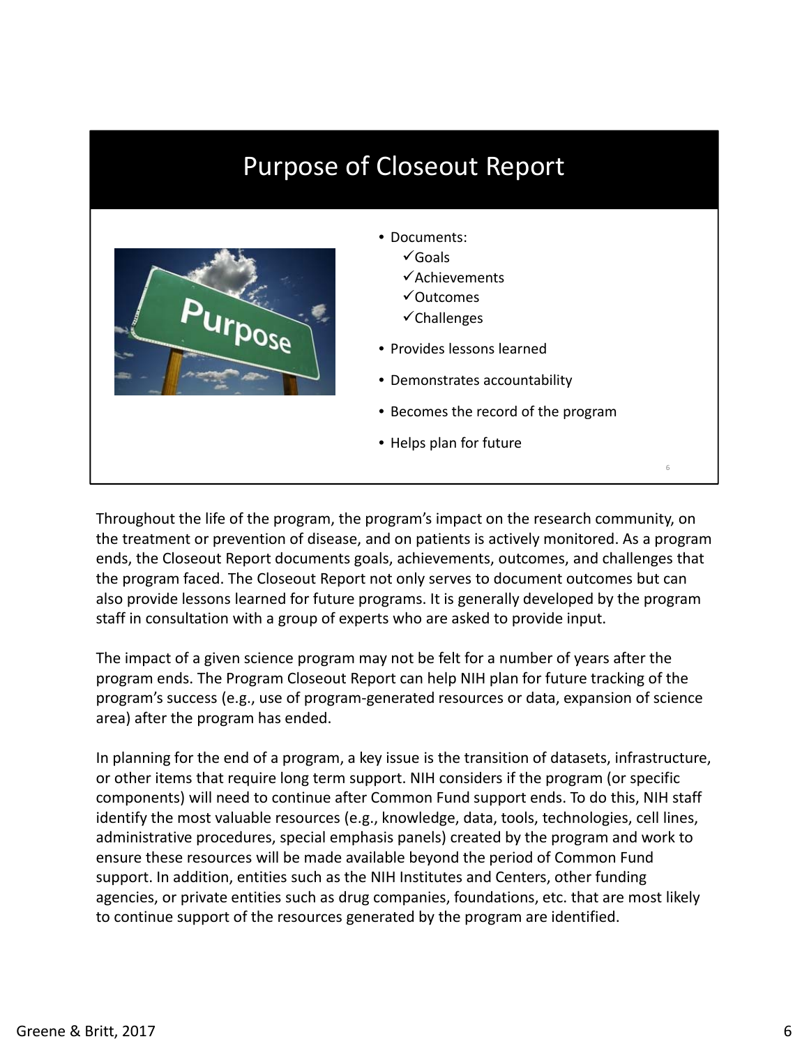# Purpose of Closeout Report

- Documents:
  - ✓Goals
  - ✓Achievements
  - ✓Outcomes
  - ✓Challenges
- Provides lessons learned
- Demonstrates accountability
- Becomes the record of the program
- Helps plan for future

Throughout the life of the program, the program's impact on the research community, on the treatment or prevention of disease, and on patients is actively monitored. As a program ends, the Closeout Report documents goals, achievements, outcomes, and challenges that the program faced. The Closeout Report not only serves to document outcomes but can also provide lessons learned for future programs. It is generally developed by the program staff in consultation with a group of experts who are asked to provide input.

The impact of a given science program may not be felt for a number of years after the program ends. The Program Closeout Report can help NIH plan for future tracking of the program's success (e.g., use of program-generated resources or data, expansion of science area) after the program has ended.

In planning for the end of a program, a key issue is the transition of datasets, infrastructure, or other items that require long term support. NIH considers if the program (or specific components) will need to continue after Common Fund support ends. To do this, NIH staff identify the most valuable resources (e.g., knowledge, data, tools, technologies, cell lines, administrative procedures, special emphasis panels) created by the program and work to ensure these resources will be made available beyond the period of Common Fund support. In addition, entities such as the NIH Institutes and Centers, other funding agencies, or private entities such as drug companies, foundations, etc. that are most likely to continue support of the resources generated by the program are identified.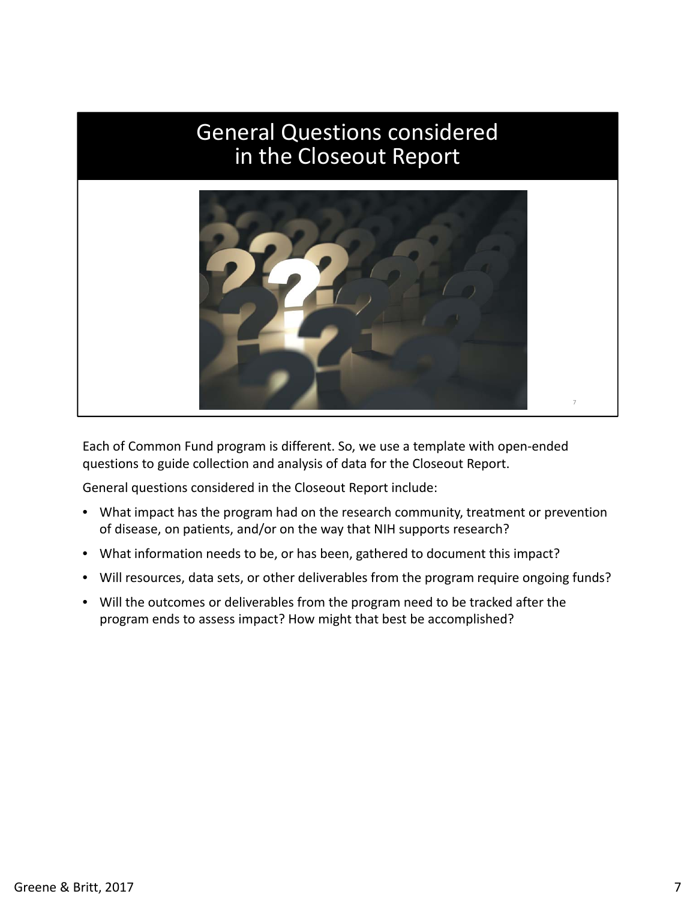# General Questions considered in the Closeout Report

Each of Common Fund program is different. So, we use a template with open-ended questions to guide collection and analysis of data for the Closeout Report.

General questions considered in the Closeout Report include:

- What impact has the program had on the research community, treatment or prevention of disease, on patients, and/or on the way that NIH supports research?
- What information needs to be, or has been, gathered to document this impact?
- Will resources, data sets, or other deliverables from the program require ongoing funds?
- Will the outcomes or deliverables from the program need to be tracked after the program ends to assess impact? How might that best be accomplished?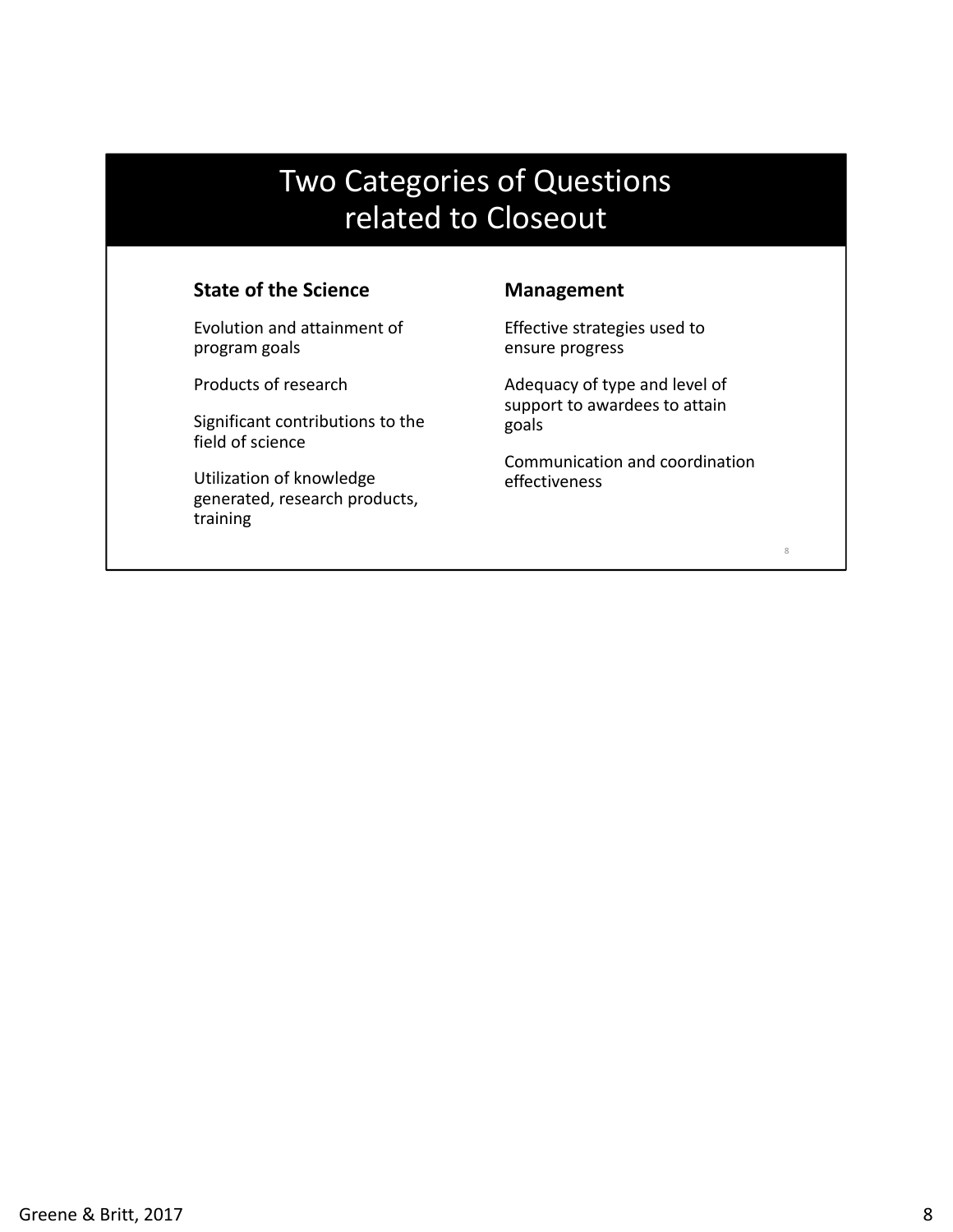# Two Categories of Questions related to Closeout

**State of the Science**

Evolution and attainment of program goals

Products of research

Significant contributions to the field of science

Utilization of knowledge generated, research products, training

**Management**

Effective strategies used to ensure progress

Adequacy of type and level of support to awardees to attain goals

Communication and coordination effectiveness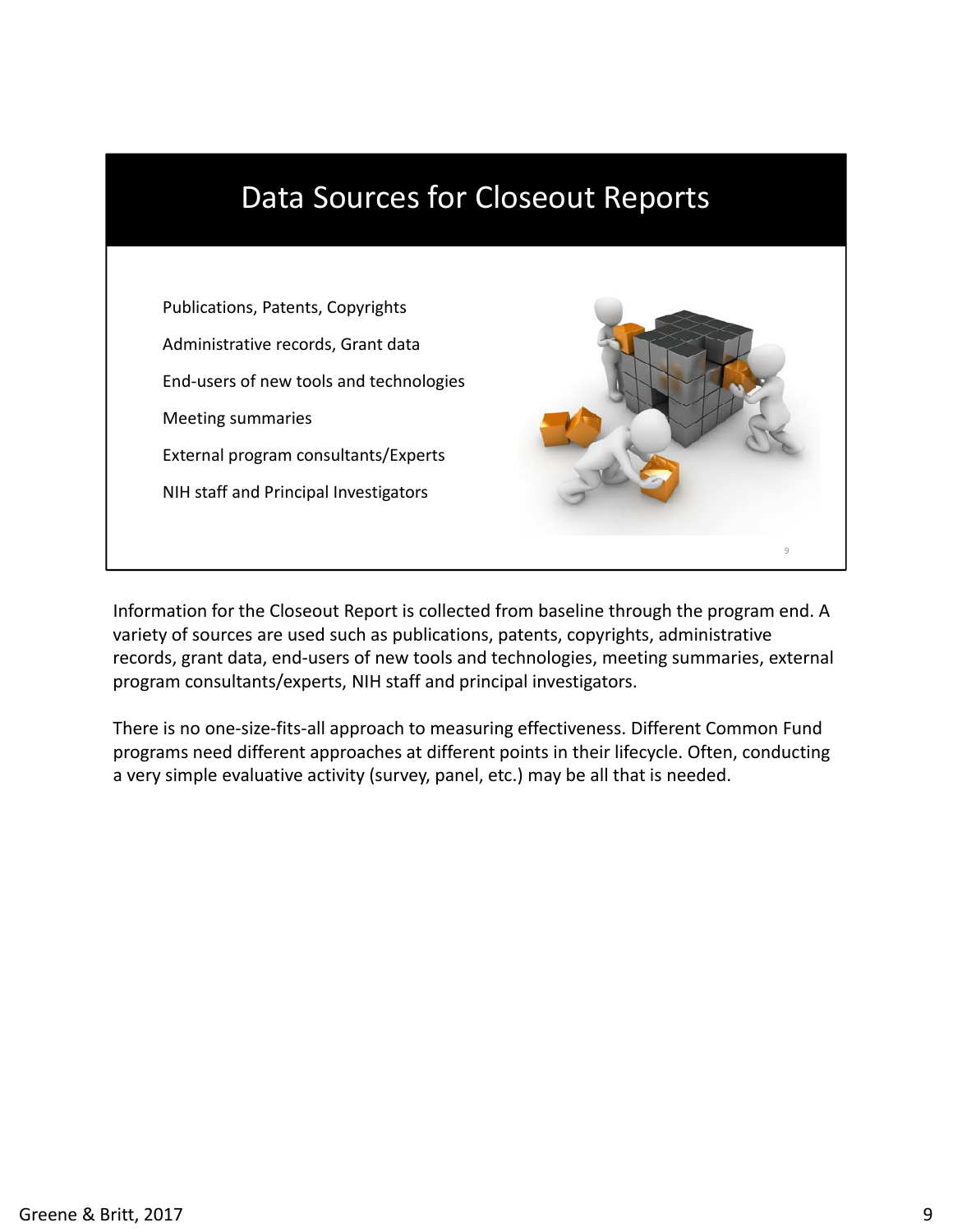## Data Sources for Closeout Reports

- Publications, Patents, Copyrights
- Administrative records, Grant data
- End-users of new tools and technologies
- Meeting summaries
- External program consultants/Experts
- NIH staff and Principal Investigators

Information for the Closeout Report is collected from baseline through the program end. A variety of sources are used such as publications, patents, copyrights, administrative records, grant data, end-users of new tools and technologies, meeting summaries, external program consultants/experts, NIH staff and principal investigators.

There is no one-size-fits-all approach to measuring effectiveness. Different Common Fund programs need different approaches at different points in their lifecycle. Often, conducting a very simple evaluative activity (survey, panel, etc.) may be all that is needed.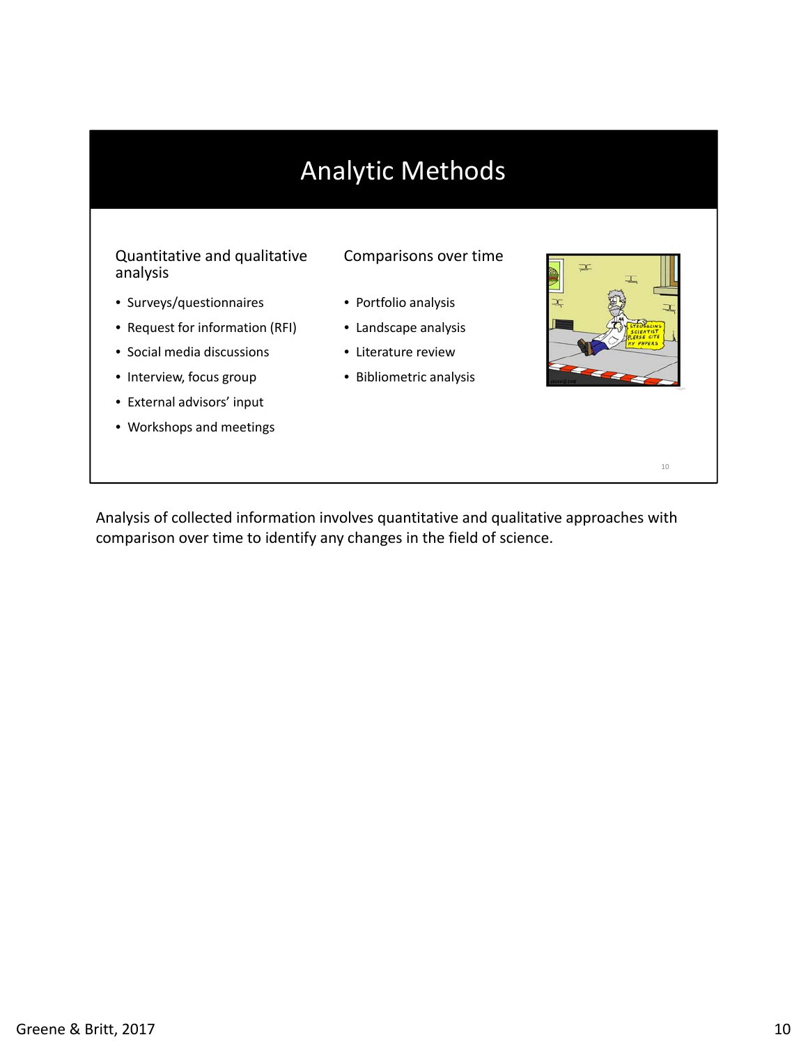# Analytic Methods

Quantitative and qualitative analysis

- Surveys/questionnaires
- Request for information (RFI)
- Social media discussions
- Interview, focus group
- External advisors' input
- Workshops and meetings

Comparisons over time

- Portfolio analysis
- Landscape analysis
- Literature review
- Bibliometric analysis

Analysis of collected information involves quantitative and qualitative approaches with comparison over time to identify any changes in the field of science.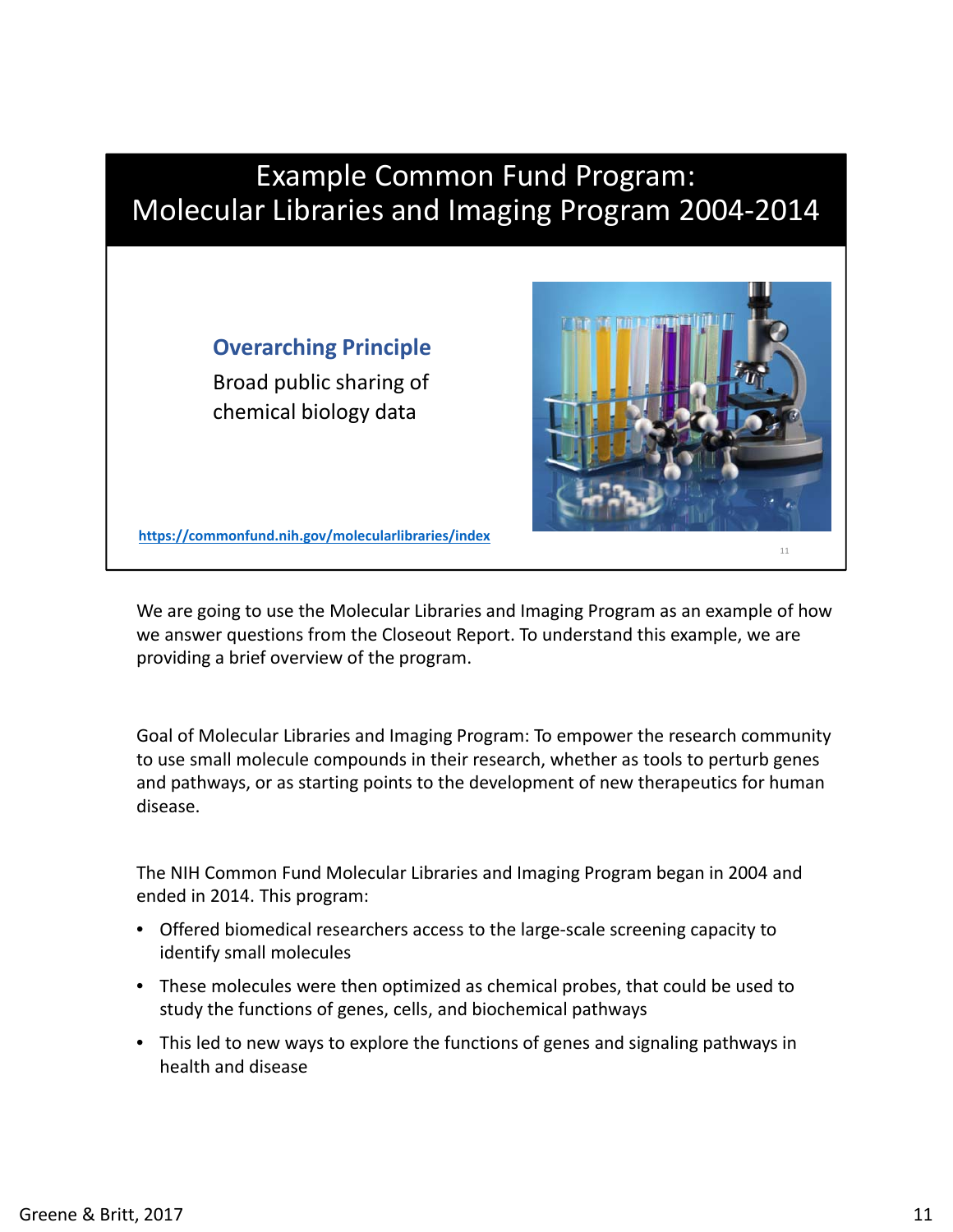# Example Common Fund Program: Molecular Libraries and Imaging Program 2004-2014

**Overarching Principle**

Broad public sharing of chemical biology data

https://commonfund.nih.gov/molecularlibraries/index

We are going to use the Molecular Libraries and Imaging Program as an example of how we answer questions from the Closeout Report. To understand this example, we are providing a brief overview of the program.

Goal of Molecular Libraries and Imaging Program: To empower the research community to use small molecule compounds in their research, whether as tools to perturb genes and pathways, or as starting points to the development of new therapeutics for human disease.

The NIH Common Fund Molecular Libraries and Imaging Program began in 2004 and ended in 2014. This program:

- Offered biomedical researchers access to the large-scale screening capacity to identify small molecules
- These molecules were then optimized as chemical probes, that could be used to study the functions of genes, cells, and biochemical pathways
- This led to new ways to explore the functions of genes and signaling pathways in health and disease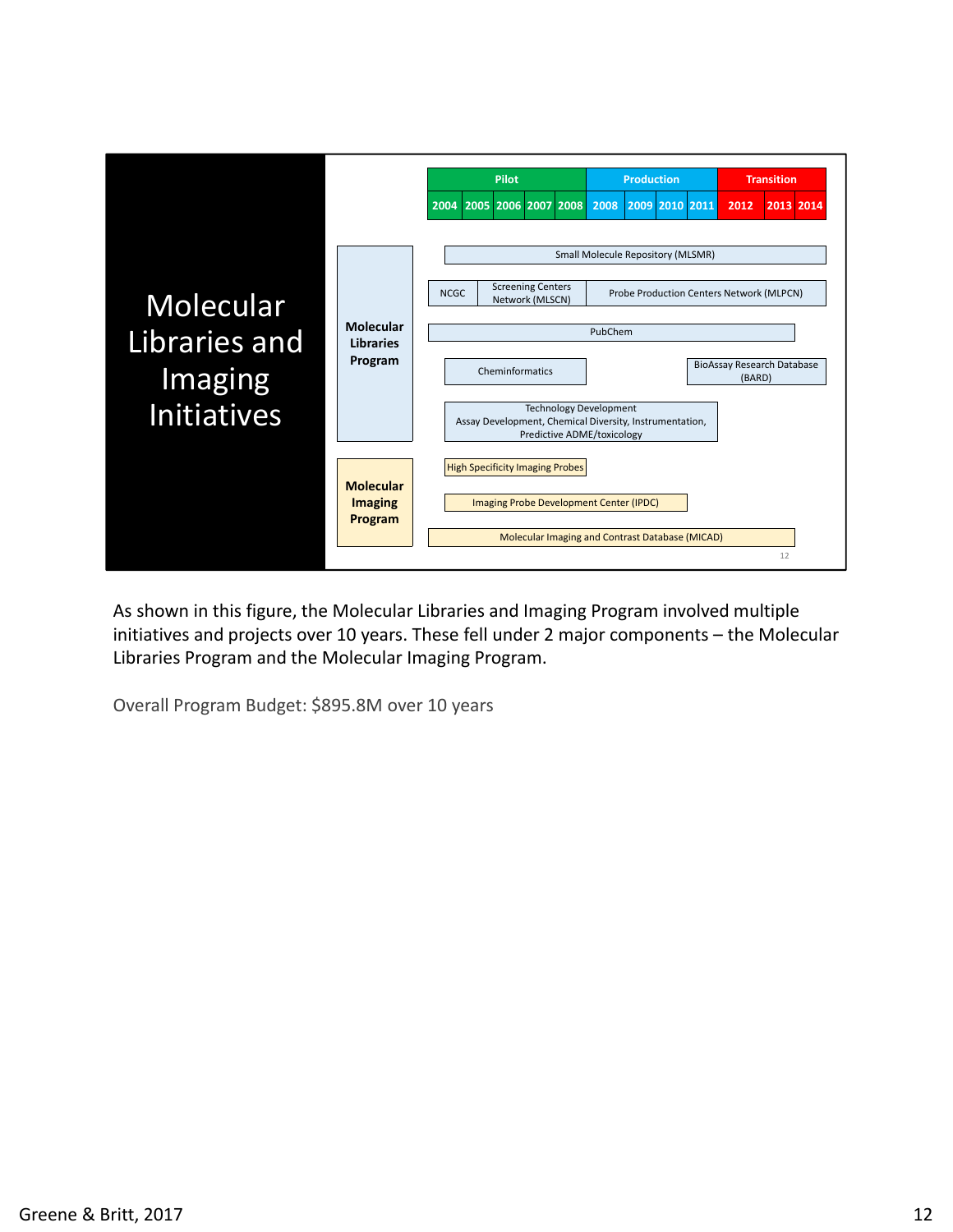# Molecular Libraries and Imaging Initiatives

| | Pilot | | | | | Production | | | | Transition | | |
|---|---|---|---|---|---|---|---|---|---|---|---|---|
| | 2004 | 2005 | 2006 | 2007 | 2008 | 2008 | 2009 | 2010 | 2011 | 2012 | 2013 | 2014 |

**Molecular Libraries Program**

- Small Molecule Repository (MLSMR)
- NCGC
- Screening Centers Network (MLSCN)
- Probe Production Centers Network (MLPCN)
- PubChem
- Cheminformatics
- BioAssay Research Database (BARD)
- Technology Development: Assay Development, Chemical Diversity, Instrumentation, Predictive ADME/toxicology

**Molecular Imaging Program**

- High Specificity Imaging Probes
- Imaging Probe Development Center (IPDC)
- Molecular Imaging and Contrast Database (MICAD)

As shown in this figure, the Molecular Libraries and Imaging Program involved multiple initiatives and projects over 10 years. These fell under 2 major components – the Molecular Libraries Program and the Molecular Imaging Program.

Overall Program Budget: $895.8M over 10 years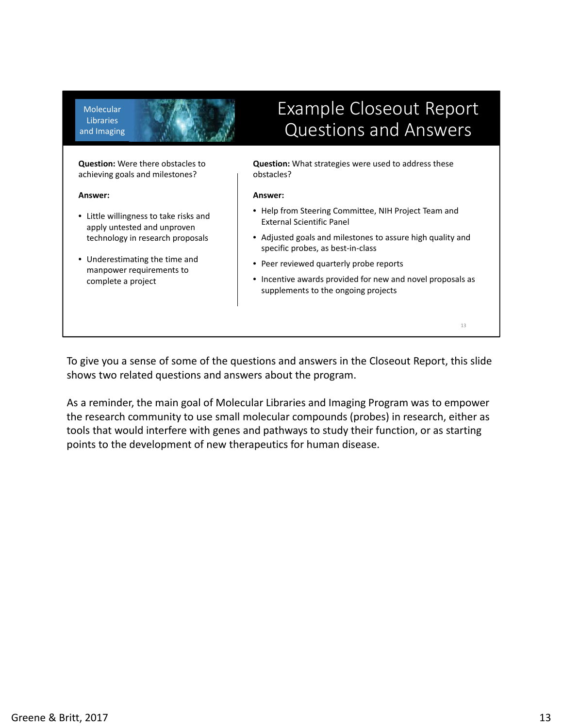Molecular Libraries and Imaging

# Example Closeout Report Questions and Answers

**Question:** Were there obstacles to achieving goals and milestones?

**Answer:**

- Little willingness to take risks and apply untested and unproven technology in research proposals
- Underestimating the time and manpower requirements to complete a project

**Question:** What strategies were used to address these obstacles?

**Answer:**

- Help from Steering Committee, NIH Project Team and External Scientific Panel
- Adjusted goals and milestones to assure high quality and specific probes, as best-in-class
- Peer reviewed quarterly probe reports
- Incentive awards provided for new and novel proposals as supplements to the ongoing projects

To give you a sense of some of the questions and answers in the Closeout Report, this slide shows two related questions and answers about the program.

As a reminder, the main goal of Molecular Libraries and Imaging Program was to empower the research community to use small molecular compounds (probes) in research, either as tools that would interfere with genes and pathways to study their function, or as starting points to the development of new therapeutics for human disease.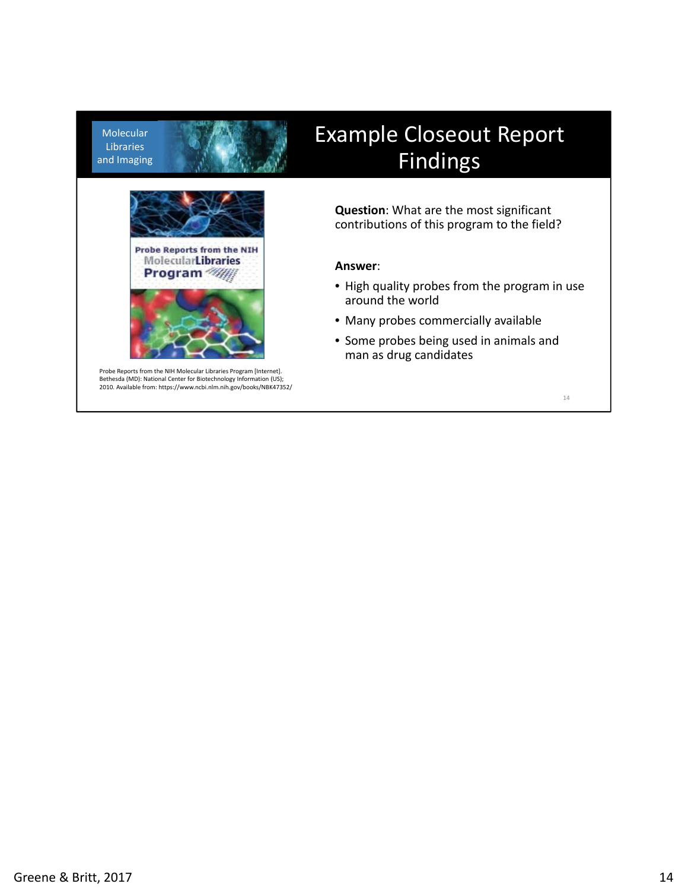Molecular Libraries and Imaging

# Example Closeout Report Findings

Probe Reports from the NIH Molecular Libraries Program [Internet]. Bethesda (MD): National Center for Biotechnology Information (US); 2010. Available from: https://www.ncbi.nlm.nih.gov/books/NBK47352/

**Question**: What are the most significant contributions of this program to the field?

**Answer**:

- High quality probes from the program in use around the world
- Many probes commercially available
- Some probes being used in animals and man as drug candidates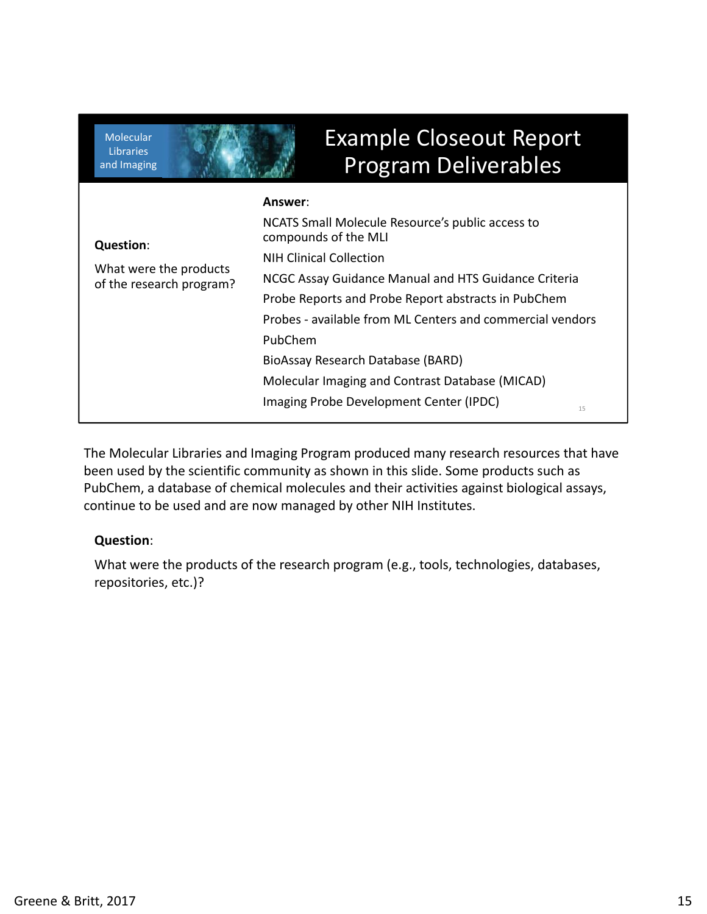## Example Closeout Report Program Deliverables

Molecular Libraries and Imaging

**Question**:

What were the products of the research program?

**Answer**:

- NCATS Small Molecule Resource's public access to compounds of the MLI
- NIH Clinical Collection
- NCGC Assay Guidance Manual and HTS Guidance Criteria
- Probe Reports and Probe Report abstracts in PubChem
- Probes - available from ML Centers and commercial vendors
- PubChem
- BioAssay Research Database (BARD)
- Molecular Imaging and Contrast Database (MICAD)
- Imaging Probe Development Center (IPDC)

The Molecular Libraries and Imaging Program produced many research resources that have been used by the scientific community as shown in this slide. Some products such as PubChem, a database of chemical molecules and their activities against biological assays, continue to be used and are now managed by other NIH Institutes.

**Question**:

What were the products of the research program (e.g., tools, technologies, databases, repositories, etc.)?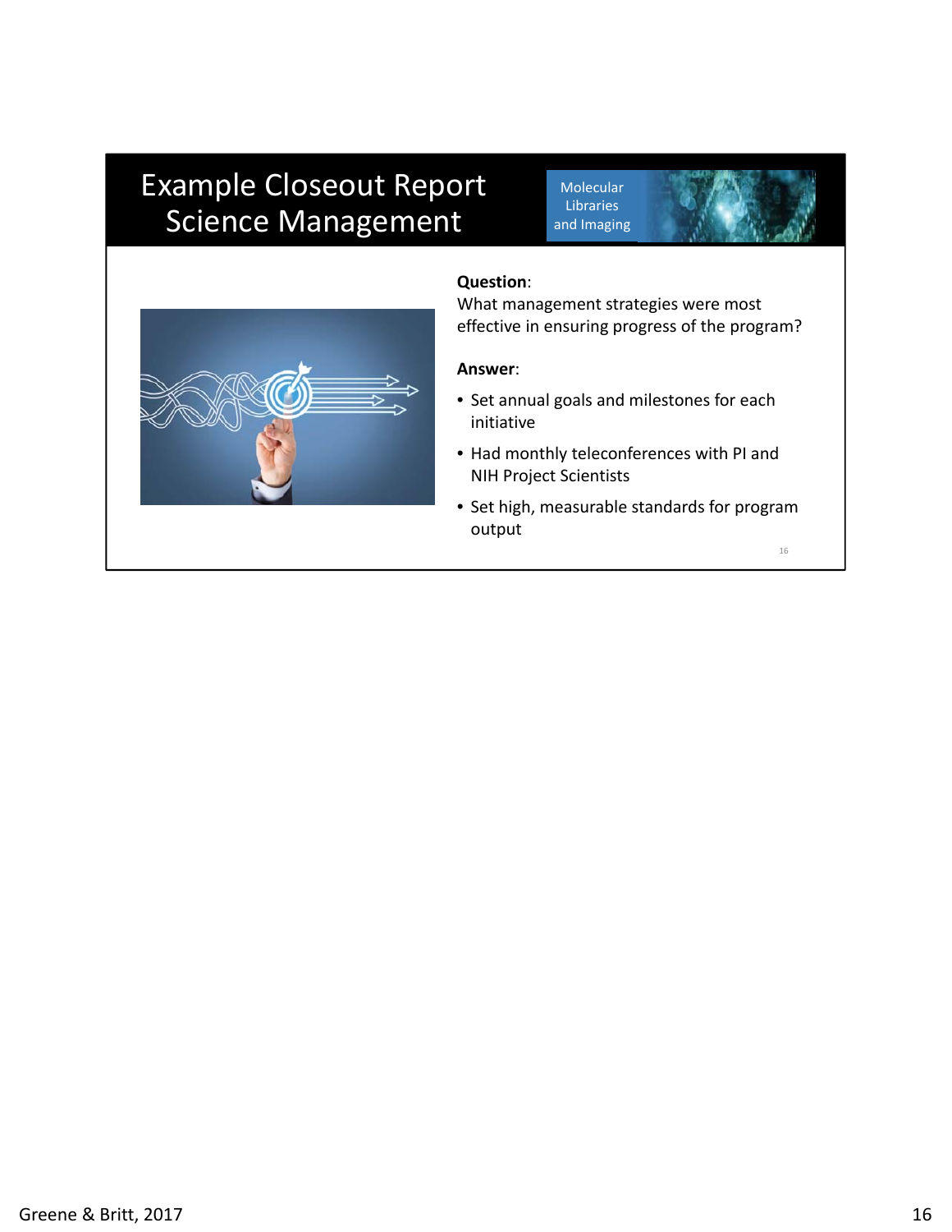# Example Closeout Report Science Management

Molecular Libraries and Imaging

**Question**:
What management strategies were most effective in ensuring progress of the program?

**Answer**:

- Set annual goals and milestones for each initiative
- Had monthly teleconferences with PI and NIH Project Scientists
- Set high, measurable standards for program output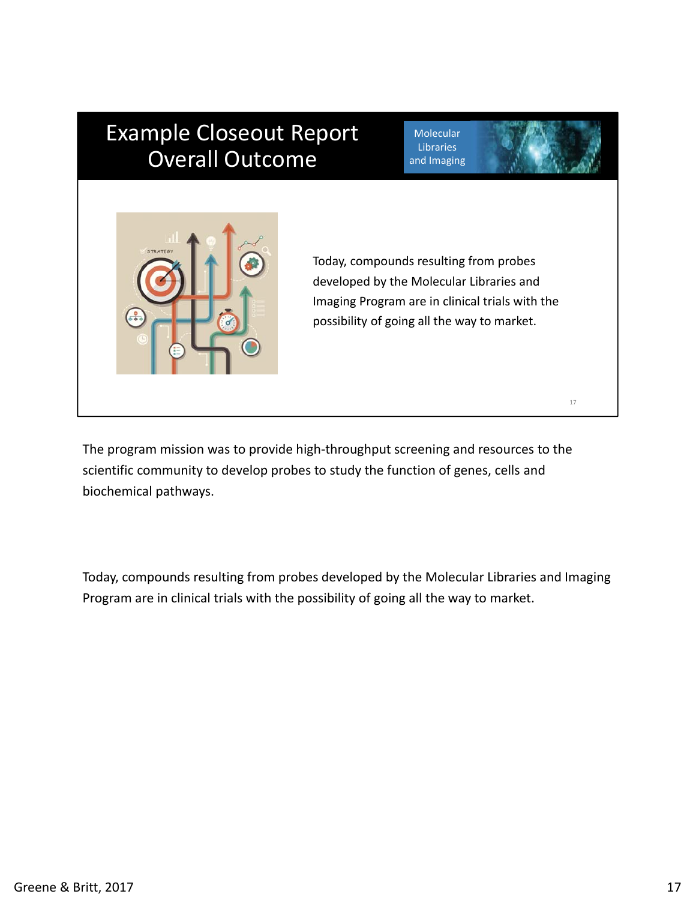# Example Closeout Report Overall Outcome

Molecular Libraries and Imaging

Today, compounds resulting from probes developed by the Molecular Libraries and Imaging Program are in clinical trials with the possibility of going all the way to market.

The program mission was to provide high-throughput screening and resources to the scientific community to develop probes to study the function of genes, cells and biochemical pathways.

Today, compounds resulting from probes developed by the Molecular Libraries and Imaging Program are in clinical trials with the possibility of going all the way to market.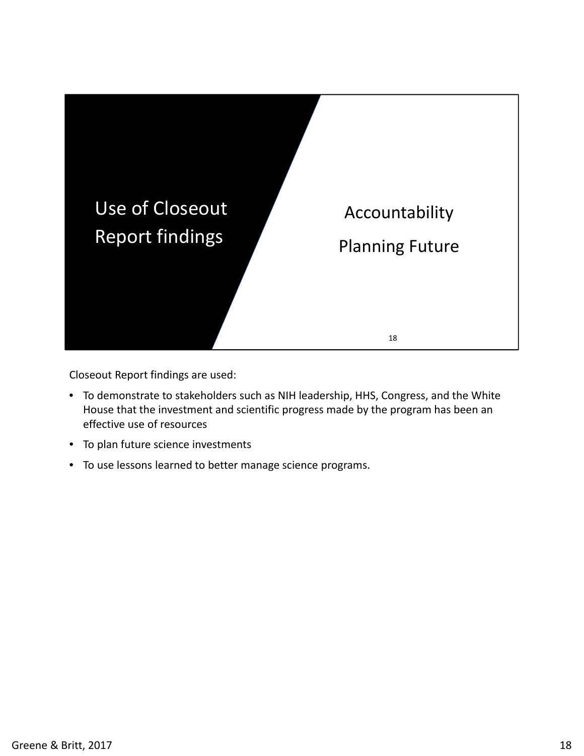## Use of Closeout Report findings

Accountability

Planning Future

Closeout Report findings are used:

- To demonstrate to stakeholders such as NIH leadership, HHS, Congress, and the White House that the investment and scientific progress made by the program has been an effective use of resources
- To plan future science investments
- To use lessons learned to better manage science programs.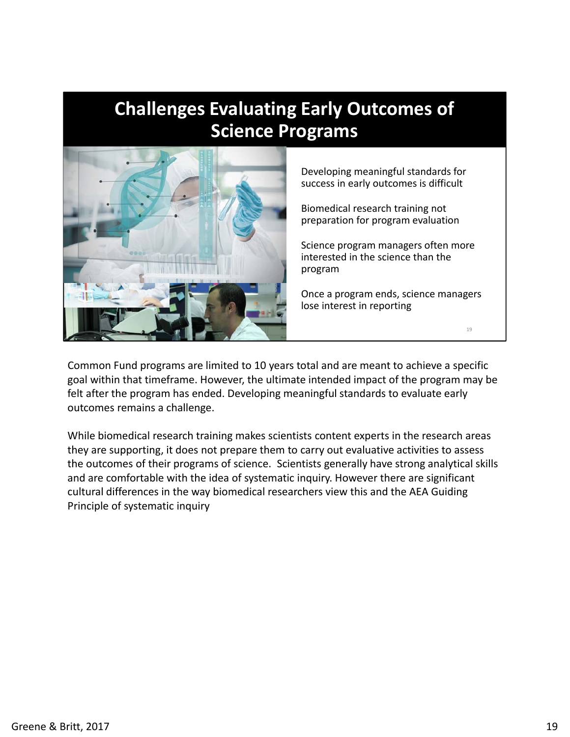# Challenges Evaluating Early Outcomes of Science Programs

Developing meaningful standards for success in early outcomes is difficult

Biomedical research training not preparation for program evaluation

Science program managers often more interested in the science than the program

Once a program ends, science managers lose interest in reporting

Common Fund programs are limited to 10 years total and are meant to achieve a specific goal within that timeframe. However, the ultimate intended impact of the program may be felt after the program has ended. Developing meaningful standards to evaluate early outcomes remains a challenge.

While biomedical research training makes scientists content experts in the research areas they are supporting, it does not prepare them to carry out evaluative activities to assess the outcomes of their programs of science. Scientists generally have strong analytical skills and are comfortable with the idea of systematic inquiry. However there are significant cultural differences in the way biomedical researchers view this and the AEA Guiding Principle of systematic inquiry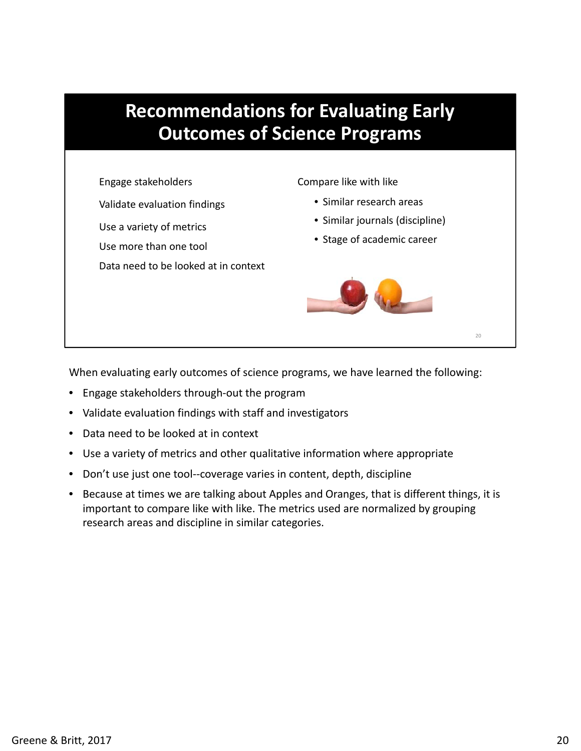## Recommendations for Evaluating Early Outcomes of Science Programs

Engage stakeholders

Validate evaluation findings

Use a variety of metrics

Use more than one tool

Data need to be looked at in context

Compare like with like

- Similar research areas
- Similar journals (discipline)
- Stage of academic career

When evaluating early outcomes of science programs, we have learned the following:

- Engage stakeholders through-out the program
- Validate evaluation findings with staff and investigators
- Data need to be looked at in context
- Use a variety of metrics and other qualitative information where appropriate
- Don't use just one tool--coverage varies in content, depth, discipline
- Because at times we are talking about Apples and Oranges, that is different things, it is important to compare like with like. The metrics used are normalized by grouping research areas and discipline in similar categories.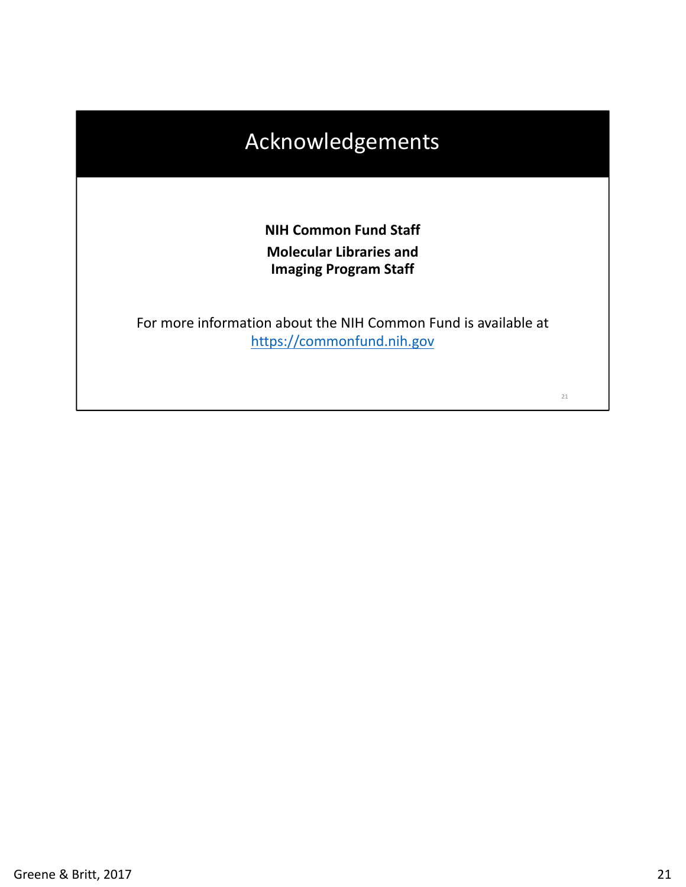# Acknowledgements

**NIH Common Fund Staff**

**Molecular Libraries and Imaging Program Staff**

For more information about the NIH Common Fund is available at https://commonfund.nih.gov